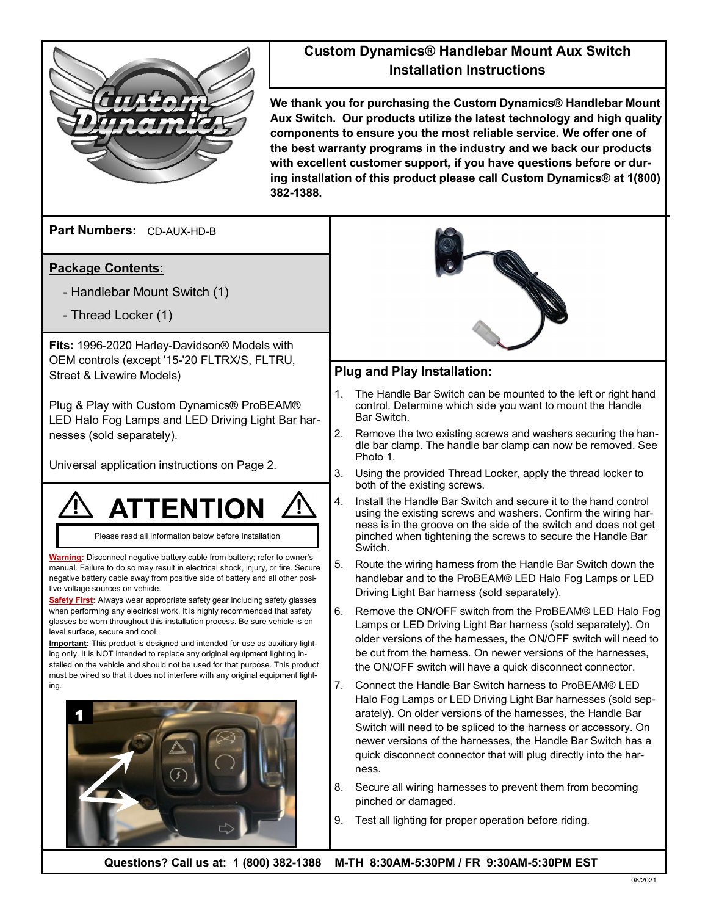# Custom Dynamics® Handlebar Mount Aux Switch Installation Instructions

**We thank you for purchasing the Custom Dynamics® Handlebar Mount Aux Switch. Our products utilize the latest technology and high quality components to ensure you the most reliable service. We offer one of the best warranty programs in the industry and we back our products with excellent customer support, if you have questions before or during installation of this product please call Custom Dynamics® at 1(800) 382-1388.**

**Part Numbers:** CD-AUX-HD-B

**Package Contents:**

- Handlebar Mount Switch (1)
- Thread Locker (1)

**Fits:** 1996-2020 Harley-Davidson® Models with OEM controls (except '15-'20 FLTRX/S, FLTRU, Street & Livewire Models)

Plug & Play with Custom Dynamics® ProBEAM® LED Halo Fog Lamps and LED Driving Light Bar harnesses (sold separately).

Universal application instructions on Page 2.

## ⚠ ATTENTION ⚠

Please read all Information below before Installation

**Warning:** Disconnect negative battery cable from battery; refer to owner's manual. Failure to do so may result in electrical shock, injury, or fire. Secure negative battery cable away from positive side of battery and all other positive voltage sources on vehicle.

**Safety First:** Always wear appropriate safety gear including safety glasses when performing any electrical work. It is highly recommended that safety glasses be worn throughout this installation process. Be sure vehicle is on level surface, secure and cool.

**Important:** This product is designed and intended for use as auxiliary lighting only. It is NOT intended to replace any original equipment lighting installed on the vehicle and should not be used for that purpose. This product must be wired so that it does not interfere with any original equipment lighting.

1

## Plug and Play Installation:

1. The Handle Bar Switch can be mounted to the left or right hand control. Determine which side you want to mount the Handle Bar Switch.
2. Remove the two existing screws and washers securing the handle bar clamp. The handle bar clamp can now be removed. See Photo 1.
3. Using the provided Thread Locker, apply the thread locker to both of the existing screws.
4. Install the Handle Bar Switch and secure it to the hand control using the existing screws and washers. Confirm the wiring harness is in the groove on the side of the switch and does not get pinched when tightening the screws to secure the Handle Bar Switch.
5. Route the wiring harness from the Handle Bar Switch down the handlebar and to the ProBEAM® LED Halo Fog Lamps or LED Driving Light Bar harness (sold separately).
6. Remove the ON/OFF switch from the ProBEAM® LED Halo Fog Lamps or LED Driving Light Bar harness (sold separately). On older versions of the harnesses, the ON/OFF switch will need to be cut from the harness. On newer versions of the harnesses, the ON/OFF switch will have a quick disconnect connector.
7. Connect the Handle Bar Switch harness to ProBEAM® LED Halo Fog Lamps or LED Driving Light Bar harnesses (sold separately). On older versions of the harnesses, the Handle Bar Switch will need to be spliced to the harness or accessory. On newer versions of the harnesses, the Handle Bar Switch has a quick disconnect connector that will plug directly into the harness.
8. Secure all wiring harnesses to prevent them from becoming pinched or damaged.
9. Test all lighting for proper operation before riding.

**Questions? Call us at: 1 (800) 382-1388 M-TH 8:30AM-5:30PM / FR 9:30AM-5:30PM EST**

08/2021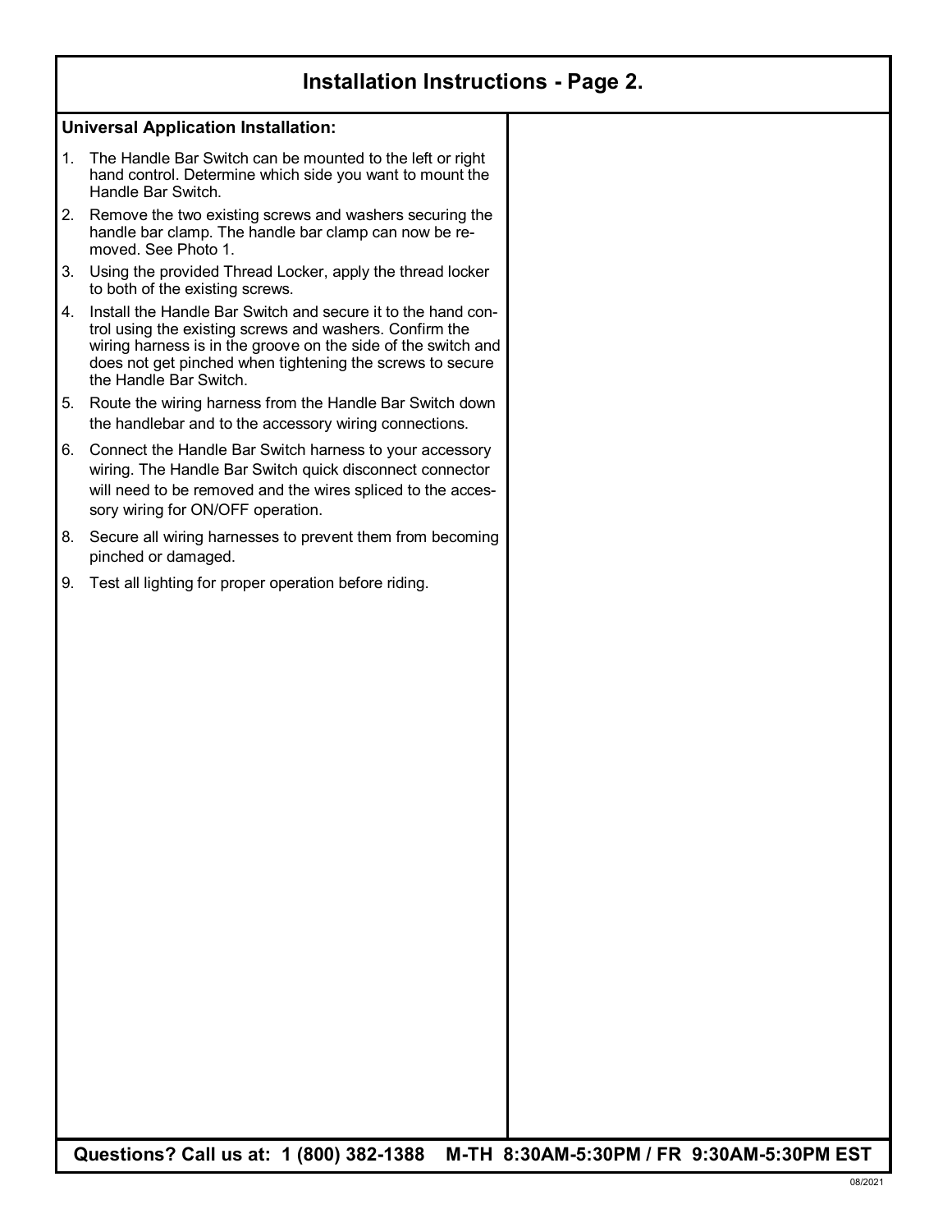# Installation Instructions - Page 2.

**Universal Application Installation:**

1. The Handle Bar Switch can be mounted to the left or right hand control. Determine which side you want to mount the Handle Bar Switch.
2. Remove the two existing screws and washers securing the handle bar clamp. The handle bar clamp can now be removed. See Photo 1.
3. Using the provided Thread Locker, apply the thread locker to both of the existing screws.
4. Install the Handle Bar Switch and secure it to the hand control using the existing screws and washers. Confirm the wiring harness is in the groove on the side of the switch and does not get pinched when tightening the screws to secure the Handle Bar Switch.
5. Route the wiring harness from the Handle Bar Switch down the handlebar and to the accessory wiring connections.
6. Connect the Handle Bar Switch harness to your accessory wiring. The Handle Bar Switch quick disconnect connector will need to be removed and the wires spliced to the accessory wiring for ON/OFF operation.

8. Secure all wiring harnesses to prevent them from becoming pinched or damaged.
9. Test all lighting for proper operation before riding.

**Questions? Call us at: 1 (800) 382-1388 M-TH 8:30AM-5:30PM / FR 9:30AM-5:30PM EST**

08/2021